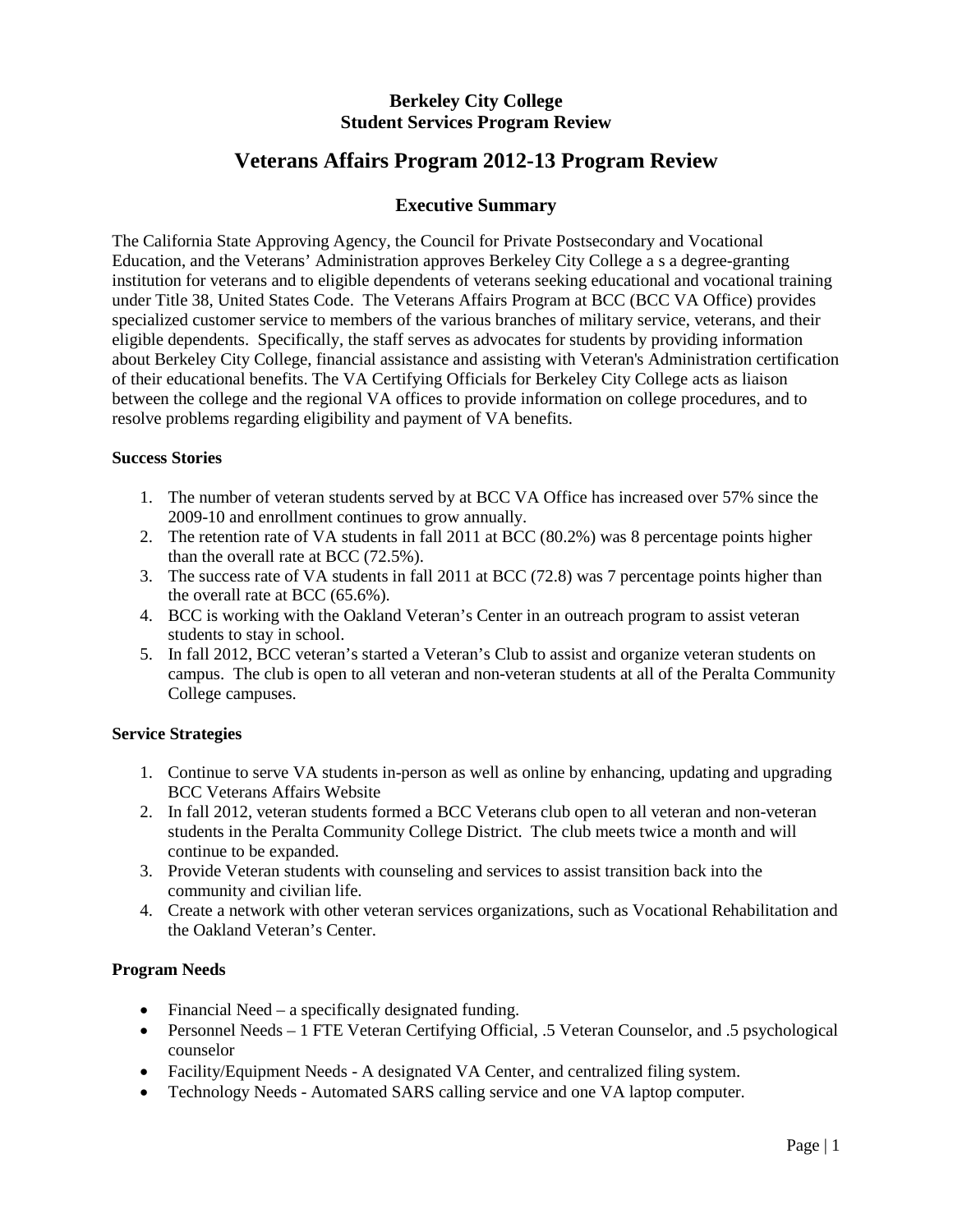**Berkeley City College**
**Student Services Program Review**

# Veterans Affairs Program 2012-13 Program Review

## Executive Summary

The California State Approving Agency, the Council for Private Postsecondary and Vocational Education, and the Veterans' Administration approves Berkeley City College a s a degree-granting institution for veterans and to eligible dependents of veterans seeking educational and vocational training under Title 38, United States Code. The Veterans Affairs Program at BCC (BCC VA Office) provides specialized customer service to members of the various branches of military service, veterans, and their eligible dependents. Specifically, the staff serves as advocates for students by providing information about Berkeley City College, financial assistance and assisting with Veteran's Administration certification of their educational benefits. The VA Certifying Officials for Berkeley City College acts as liaison between the college and the regional VA offices to provide information on college procedures, and to resolve problems regarding eligibility and payment of VA benefits.

**Success Stories**

1. The number of veteran students served by at BCC VA Office has increased over 57% since the 2009-10 and enrollment continues to grow annually.
2. The retention rate of VA students in fall 2011 at BCC (80.2%) was 8 percentage points higher than the overall rate at BCC (72.5%).
3. The success rate of VA students in fall 2011 at BCC (72.8) was 7 percentage points higher than the overall rate at BCC (65.6%).
4. BCC is working with the Oakland Veteran's Center in an outreach program to assist veteran students to stay in school.
5. In fall 2012, BCC veteran's started a Veteran's Club to assist and organize veteran students on campus. The club is open to all veteran and non-veteran students at all of the Peralta Community College campuses.

**Service Strategies**

1. Continue to serve VA students in-person as well as online by enhancing, updating and upgrading BCC Veterans Affairs Website
2. In fall 2012, veteran students formed a BCC Veterans club open to all veteran and non-veteran students in the Peralta Community College District. The club meets twice a month and will continue to be expanded.
3. Provide Veteran students with counseling and services to assist transition back into the community and civilian life.
4. Create a network with other veteran services organizations, such as Vocational Rehabilitation and the Oakland Veteran's Center.

**Program Needs**

- Financial Need – a specifically designated funding.
- Personnel Needs – 1 FTE Veteran Certifying Official, .5 Veteran Counselor, and .5 psychological counselor
- Facility/Equipment Needs - A designated VA Center, and centralized filing system.
- Technology Needs - Automated SARS calling service and one VA laptop computer.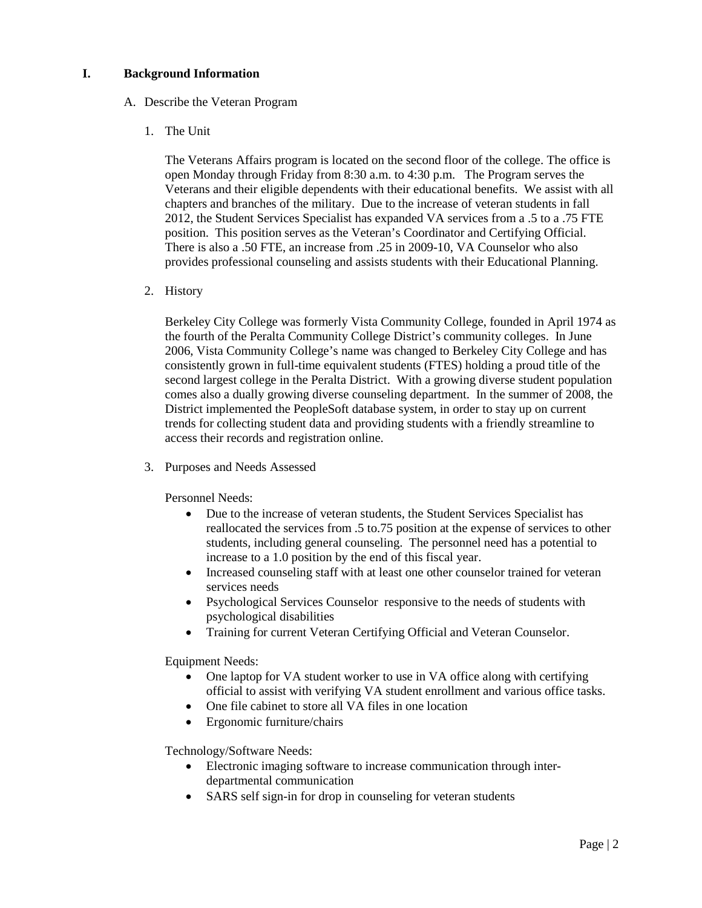## I. Background Information

A. Describe the Veteran Program

1. The Unit

The Veterans Affairs program is located on the second floor of the college. The office is open Monday through Friday from 8:30 a.m. to 4:30 p.m. The Program serves the Veterans and their eligible dependents with their educational benefits. We assist with all chapters and branches of the military. Due to the increase of veteran students in fall 2012, the Student Services Specialist has expanded VA services from a .5 to a .75 FTE position. This position serves as the Veteran's Coordinator and Certifying Official. There is also a .50 FTE, an increase from .25 in 2009-10, VA Counselor who also provides professional counseling and assists students with their Educational Planning.

2. History

Berkeley City College was formerly Vista Community College, founded in April 1974 as the fourth of the Peralta Community College District's community colleges. In June 2006, Vista Community College's name was changed to Berkeley City College and has consistently grown in full-time equivalent students (FTES) holding a proud title of the second largest college in the Peralta District. With a growing diverse student population comes also a dually growing diverse counseling department. In the summer of 2008, the District implemented the PeopleSoft database system, in order to stay up on current trends for collecting student data and providing students with a friendly streamline to access their records and registration online.

3. Purposes and Needs Assessed

Personnel Needs:

- Due to the increase of veteran students, the Student Services Specialist has reallocated the services from .5 to.75 position at the expense of services to other students, including general counseling. The personnel need has a potential to increase to a 1.0 position by the end of this fiscal year.
- Increased counseling staff with at least one other counselor trained for veteran services needs
- Psychological Services Counselor responsive to the needs of students with psychological disabilities
- Training for current Veteran Certifying Official and Veteran Counselor.

Equipment Needs:

- One laptop for VA student worker to use in VA office along with certifying official to assist with verifying VA student enrollment and various office tasks.
- One file cabinet to store all VA files in one location
- Ergonomic furniture/chairs

Technology/Software Needs:

- Electronic imaging software to increase communication through inter-departmental communication
- SARS self sign-in for drop in counseling for veteran students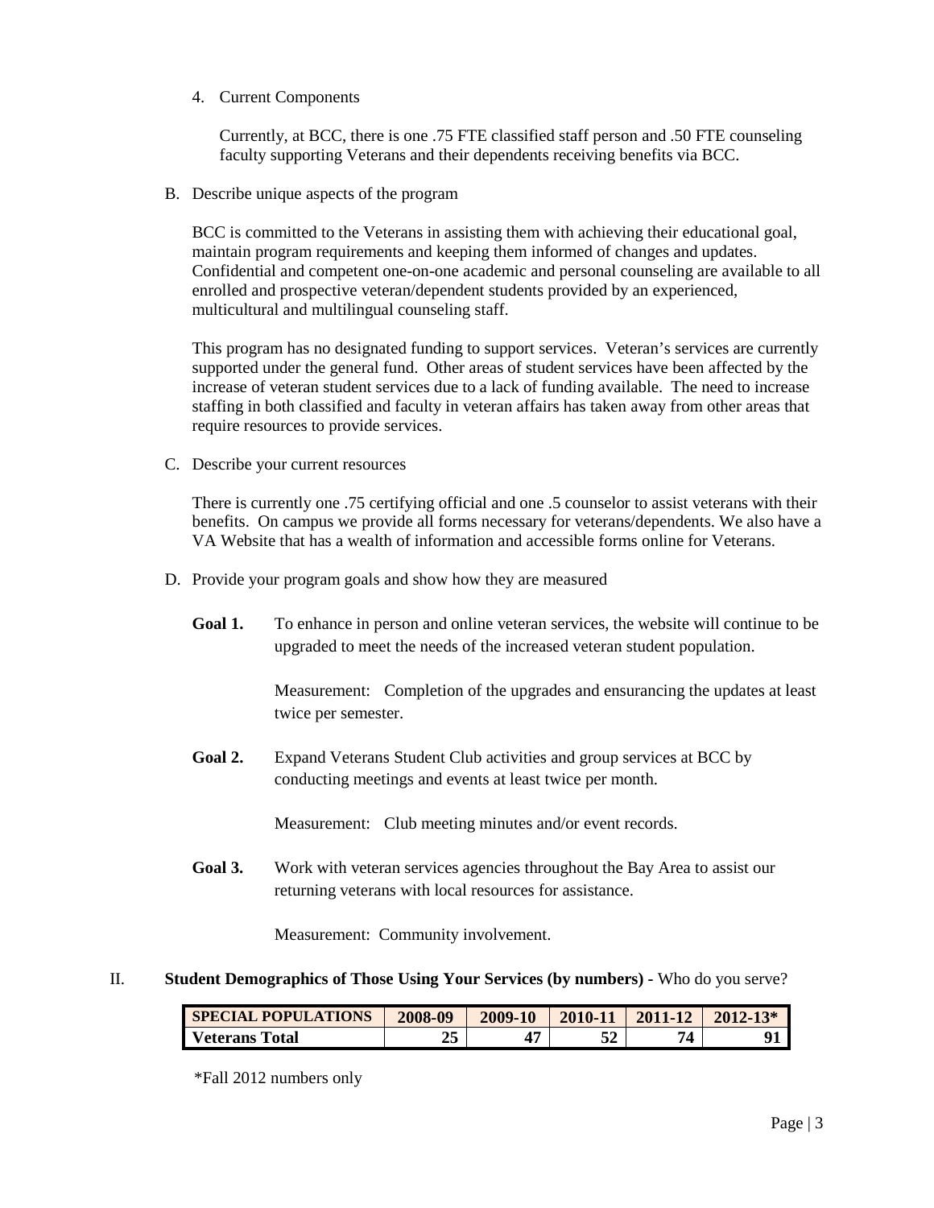4. Current Components

   Currently, at BCC, there is one .75 FTE classified staff person and .50 FTE counseling faculty supporting Veterans and their dependents receiving benefits via BCC.

B. Describe unique aspects of the program

   BCC is committed to the Veterans in assisting them with achieving their educational goal, maintain program requirements and keeping them informed of changes and updates. Confidential and competent one-on-one academic and personal counseling are available to all enrolled and prospective veteran/dependent students provided by an experienced, multicultural and multilingual counseling staff.

   This program has no designated funding to support services. Veteran's services are currently supported under the general fund. Other areas of student services have been affected by the increase of veteran student services due to a lack of funding available. The need to increase staffing in both classified and faculty in veteran affairs has taken away from other areas that require resources to provide services.

C. Describe your current resources

   There is currently one .75 certifying official and one .5 counselor to assist veterans with their benefits. On campus we provide all forms necessary for veterans/dependents. We also have a VA Website that has a wealth of information and accessible forms online for Veterans.

D. Provide your program goals and show how they are measured

   **Goal 1.** To enhance in person and online veteran services, the website will continue to be upgraded to meet the needs of the increased veteran student population.

   Measurement: Completion of the upgrades and ensurancing the updates at least twice per semester.

   **Goal 2.** Expand Veterans Student Club activities and group services at BCC by conducting meetings and events at least twice per month.

   Measurement: Club meeting minutes and/or event records.

   **Goal 3.** Work with veteran services agencies throughout the Bay Area to assist our returning veterans with local resources for assistance.

   Measurement: Community involvement.

## II. **Student Demographics of Those Using Your Services (by numbers)** - Who do you serve?

| SPECIAL POPULATIONS | 2008-09 | 2009-10 | 2010-11 | 2011-12 | 2012-13* |
|---|---|---|---|---|---|
| **Veterans Total** | 25 | 47 | 52 | 74 | 91 |

*Fall 2012 numbers only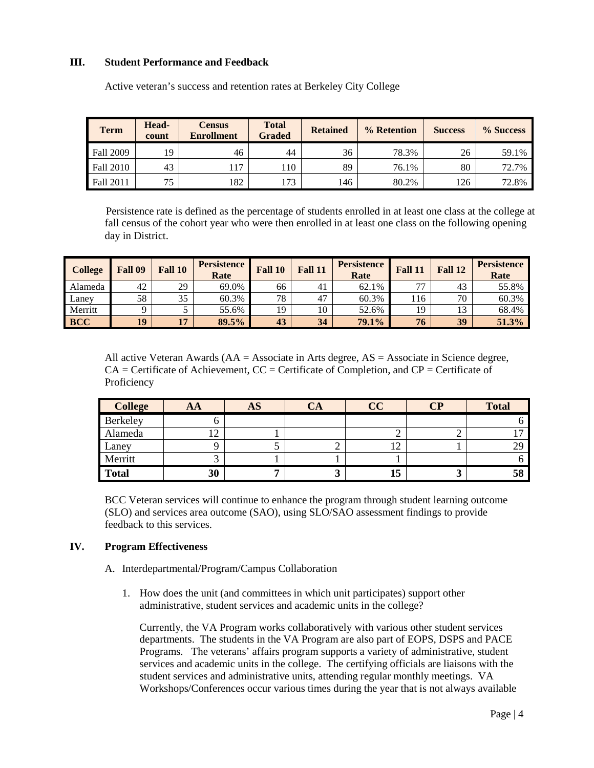## III. Student Performance and Feedback

Active veteran's success and retention rates at Berkeley City College

| Term | Head-count | Census Enrollment | Total Graded | Retained | % Retention | Success | % Success |
|---|---|---|---|---|---|---|---|
| Fall 2009 | 19 | 46 | 44 | 36 | 78.3% | 26 | 59.1% |
| Fall 2010 | 43 | 117 | 110 | 89 | 76.1% | 80 | 72.7% |
| Fall 2011 | 75 | 182 | 173 | 146 | 80.2% | 126 | 72.8% |

Persistence rate is defined as the percentage of students enrolled in at least one class at the college at fall census of the cohort year who were then enrolled in at least one class on the following opening day in District.

| College | Fall 09 | Fall 10 | Persistence Rate | Fall 10 | Fall 11 | Persistence Rate | Fall 11 | Fall 12 | Persistence Rate |
|---|---|---|---|---|---|---|---|---|---|
| Alameda | 42 | 29 | 69.0% | 66 | 41 | 62.1% | 77 | 43 | 55.8% |
| Laney | 58 | 35 | 60.3% | 78 | 47 | 60.3% | 116 | 70 | 60.3% |
| Merritt | 9 | 5 | 55.6% | 19 | 10 | 52.6% | 19 | 13 | 68.4% |
| **BCC** | **19** | **17** | **89.5%** | **43** | **34** | **79.1%** | **76** | **39** | **51.3%** |

All active Veteran Awards (AA = Associate in Arts degree, AS = Associate in Science degree, CA = Certificate of Achievement, CC = Certificate of Completion, and CP = Certificate of Proficiency

| College | AA | AS | CA | CC | CP | Total |
|---|---|---|---|---|---|---|
| Berkeley | 6 | | | | | 6 |
| Alameda | 12 | 1 | | 2 | 2 | 17 |
| Laney | 9 | 5 | 2 | 12 | 1 | 29 |
| Merritt | 3 | 1 | 1 | 1 | | 6 |
| **Total** | **30** | **7** | **3** | **15** | **3** | **58** |

BCC Veteran services will continue to enhance the program through student learning outcome (SLO) and services area outcome (SAO), using SLO/SAO assessment findings to provide feedback to this services.

## IV. Program Effectiveness

A. Interdepartmental/Program/Campus Collaboration

1. How does the unit (and committees in which unit participates) support other administrative, student services and academic units in the college?

   Currently, the VA Program works collaboratively with various other student services departments. The students in the VA Program are also part of EOPS, DSPS and PACE Programs. The veterans' affairs program supports a variety of administrative, student services and academic units in the college. The certifying officials are liaisons with the student services and administrative units, attending regular monthly meetings. VA Workshops/Conferences occur various times during the year that is not always available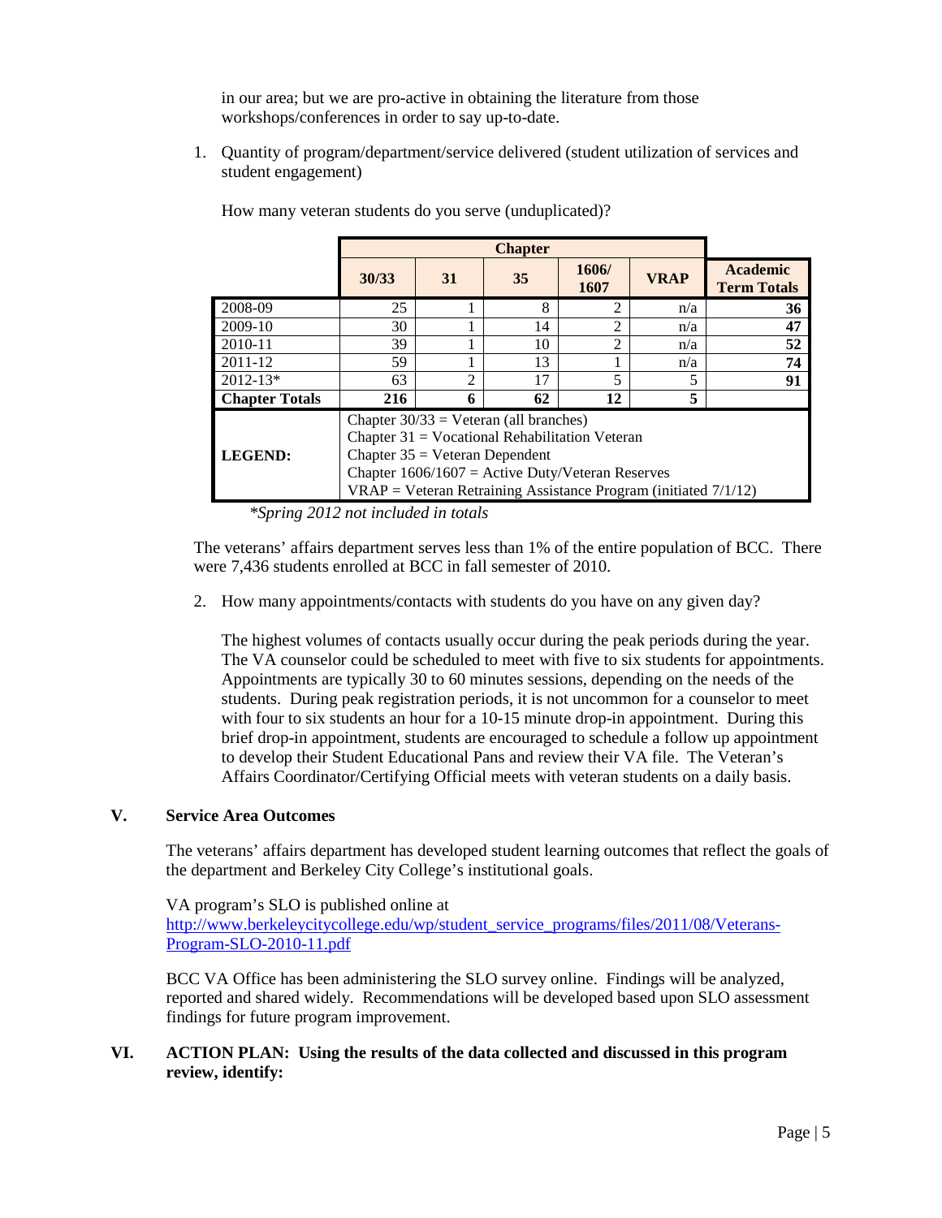in our area; but we are pro-active in obtaining the literature from those workshops/conferences in order to say up-to-date.

1. Quantity of program/department/service delivered (student utilization of services and student engagement)

   How many veteran students do you serve (unduplicated)?

| | Chapter | | | | | |
|---|---|---|---|---|---|---|
| | **30/33** | **31** | **35** | **1606/ 1607** | **VRAP** | **Academic Term Totals** |
| 2008-09 | 25 | 1 | 8 | 2 | n/a | **36** |
| 2009-10 | 30 | 1 | 14 | 2 | n/a | **47** |
| 2010-11 | 39 | 1 | 10 | 2 | n/a | **52** |
| 2011-12 | 59 | 1 | 13 | 1 | n/a | **74** |
| 2012-13* | 63 | 2 | 17 | 5 | 5 | **91** |
| **Chapter Totals** | **216** | **6** | **62** | **12** | **5** | |
| **LEGEND:** | Chapter 30/33 = Veteran (all branches)<br>Chapter 31 = Vocational Rehabilitation Veteran<br>Chapter 35 = Veteran Dependent<br>Chapter 1606/1607 = Active Duty/Veteran Reserves<br>VRAP = Veteran Retraining Assistance Program (initiated 7/1/12) | | | | | |

*\*Spring 2012 not included in totals*

The veterans' affairs department serves less than 1% of the entire population of BCC. There were 7,436 students enrolled at BCC in fall semester of 2010.

2. How many appointments/contacts with students do you have on any given day?

   The highest volumes of contacts usually occur during the peak periods during the year. The VA counselor could be scheduled to meet with five to six students for appointments. Appointments are typically 30 to 60 minutes sessions, depending on the needs of the students. During peak registration periods, it is not uncommon for a counselor to meet with four to six students an hour for a 10-15 minute drop-in appointment. During this brief drop-in appointment, students are encouraged to schedule a follow up appointment to develop their Student Educational Pans and review their VA file. The Veteran's Affairs Coordinator/Certifying Official meets with veteran students on a daily basis.

## V. Service Area Outcomes

The veterans' affairs department has developed student learning outcomes that reflect the goals of the department and Berkeley City College's institutional goals.

VA program's SLO is published online at
http://www.berkeleycitycollege.edu/wp/student_service_programs/files/2011/08/Veterans-Program-SLO-2010-11.pdf

BCC VA Office has been administering the SLO survey online. Findings will be analyzed, reported and shared widely. Recommendations will be developed based upon SLO assessment findings for future program improvement.

## VI. ACTION PLAN: Using the results of the data collected and discussed in this program review, identify: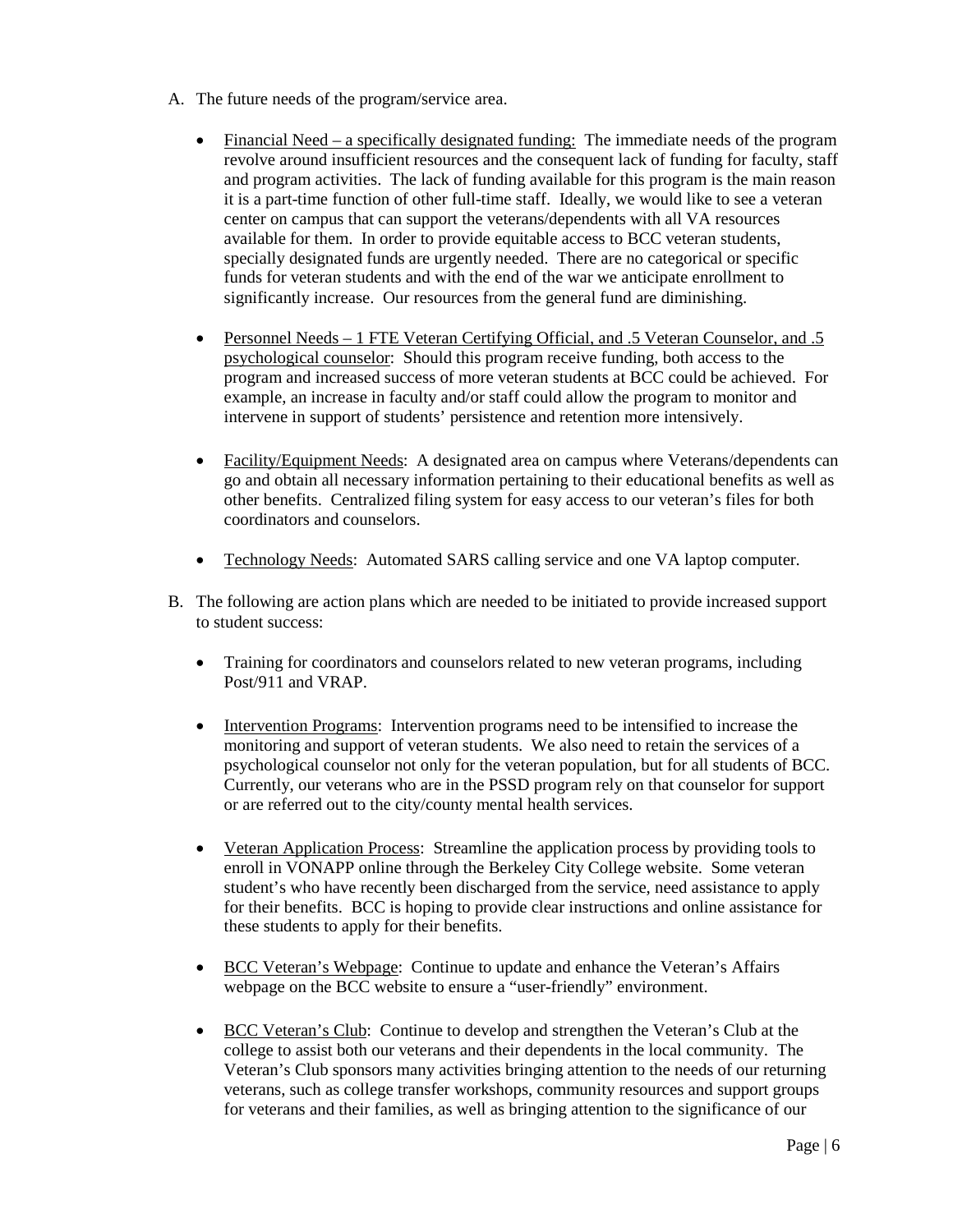A. The future needs of the program/service area.

- Financial Need – a specifically designated funding: The immediate needs of the program revolve around insufficient resources and the consequent lack of funding for faculty, staff and program activities. The lack of funding available for this program is the main reason it is a part-time function of other full-time staff. Ideally, we would like to see a veteran center on campus that can support the veterans/dependents with all VA resources available for them. In order to provide equitable access to BCC veteran students, specially designated funds are urgently needed. There are no categorical or specific funds for veteran students and with the end of the war we anticipate enrollment to significantly increase. Our resources from the general fund are diminishing.

- Personnel Needs – 1 FTE Veteran Certifying Official, and .5 Veteran Counselor, and .5 psychological counselor: Should this program receive funding, both access to the program and increased success of more veteran students at BCC could be achieved. For example, an increase in faculty and/or staff could allow the program to monitor and intervene in support of students' persistence and retention more intensively.

- Facility/Equipment Needs: A designated area on campus where Veterans/dependents can go and obtain all necessary information pertaining to their educational benefits as well as other benefits. Centralized filing system for easy access to our veteran's files for both coordinators and counselors.

- Technology Needs: Automated SARS calling service and one VA laptop computer.

B. The following are action plans which are needed to be initiated to provide increased support to student success:

- Training for coordinators and counselors related to new veteran programs, including Post/911 and VRAP.

- Intervention Programs: Intervention programs need to be intensified to increase the monitoring and support of veteran students. We also need to retain the services of a psychological counselor not only for the veteran population, but for all students of BCC. Currently, our veterans who are in the PSSD program rely on that counselor for support or are referred out to the city/county mental health services.

- Veteran Application Process: Streamline the application process by providing tools to enroll in VONAPP online through the Berkeley City College website. Some veteran student's who have recently been discharged from the service, need assistance to apply for their benefits. BCC is hoping to provide clear instructions and online assistance for these students to apply for their benefits.

- BCC Veteran's Webpage: Continue to update and enhance the Veteran's Affairs webpage on the BCC website to ensure a "user-friendly" environment.

- BCC Veteran's Club: Continue to develop and strengthen the Veteran's Club at the college to assist both our veterans and their dependents in the local community. The Veteran's Club sponsors many activities bringing attention to the needs of our returning veterans, such as college transfer workshops, community resources and support groups for veterans and their families, as well as bringing attention to the significance of our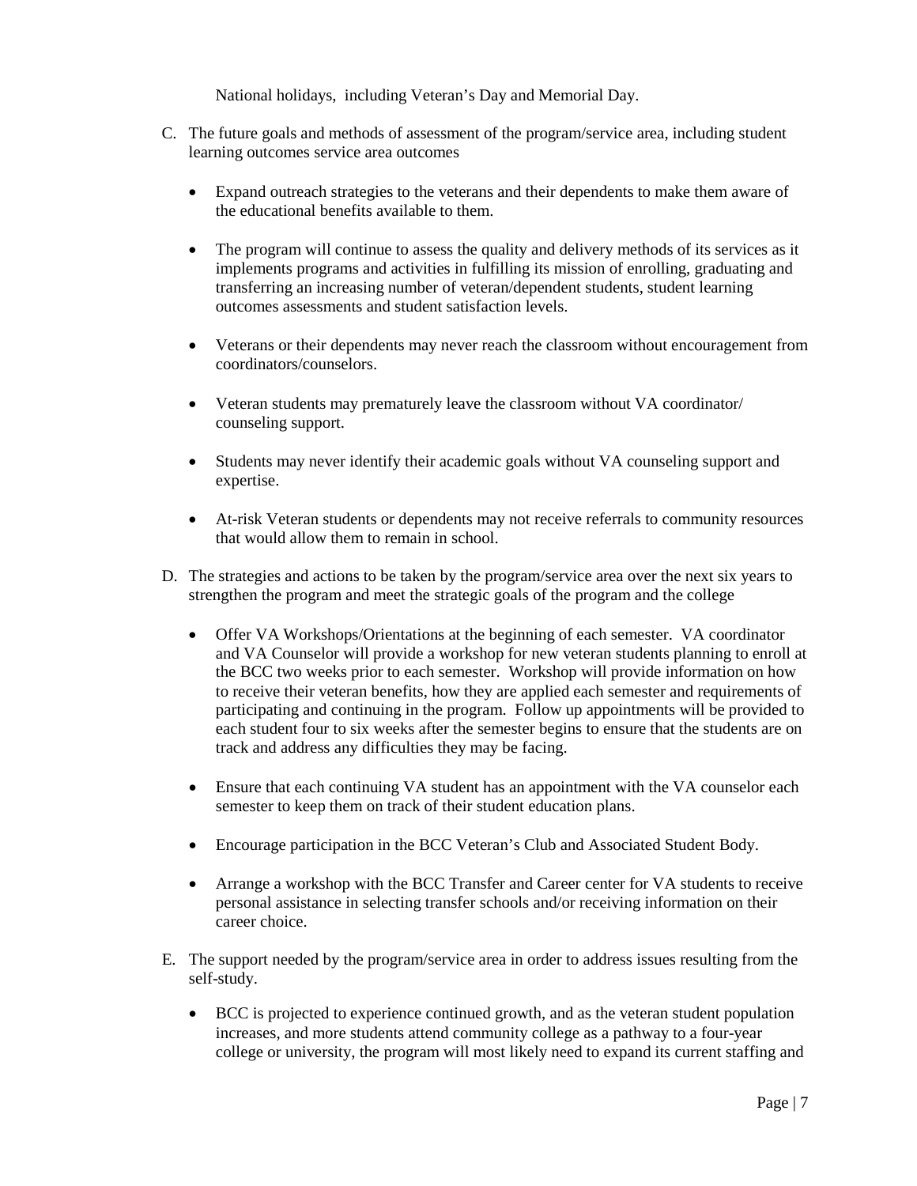National holidays, including Veteran's Day and Memorial Day.

C. The future goals and methods of assessment of the program/service area, including student learning outcomes service area outcomes

- Expand outreach strategies to the veterans and their dependents to make them aware of the educational benefits available to them.
- The program will continue to assess the quality and delivery methods of its services as it implements programs and activities in fulfilling its mission of enrolling, graduating and transferring an increasing number of veteran/dependent students, student learning outcomes assessments and student satisfaction levels.
- Veterans or their dependents may never reach the classroom without encouragement from coordinators/counselors.
- Veteran students may prematurely leave the classroom without VA coordinator/ counseling support.
- Students may never identify their academic goals without VA counseling support and expertise.
- At-risk Veteran students or dependents may not receive referrals to community resources that would allow them to remain in school.

D. The strategies and actions to be taken by the program/service area over the next six years to strengthen the program and meet the strategic goals of the program and the college

- Offer VA Workshops/Orientations at the beginning of each semester. VA coordinator and VA Counselor will provide a workshop for new veteran students planning to enroll at the BCC two weeks prior to each semester. Workshop will provide information on how to receive their veteran benefits, how they are applied each semester and requirements of participating and continuing in the program. Follow up appointments will be provided to each student four to six weeks after the semester begins to ensure that the students are on track and address any difficulties they may be facing.
- Ensure that each continuing VA student has an appointment with the VA counselor each semester to keep them on track of their student education plans.
- Encourage participation in the BCC Veteran's Club and Associated Student Body.
- Arrange a workshop with the BCC Transfer and Career center for VA students to receive personal assistance in selecting transfer schools and/or receiving information on their career choice.

E. The support needed by the program/service area in order to address issues resulting from the self-study.

- BCC is projected to experience continued growth, and as the veteran student population increases, and more students attend community college as a pathway to a four-year college or university, the program will most likely need to expand its current staffing and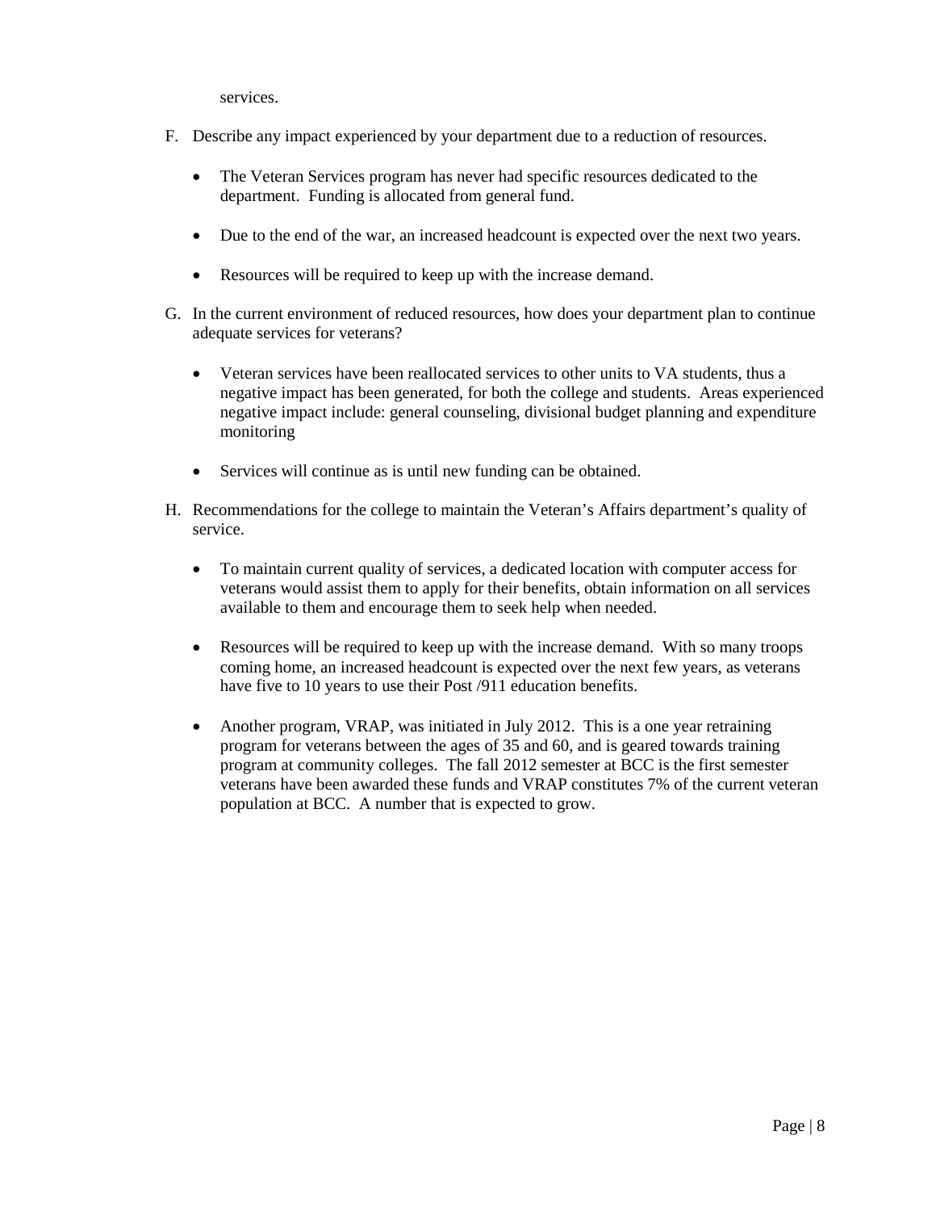services.

F. Describe any impact experienced by your department due to a reduction of resources.

   - The Veteran Services program has never had specific resources dedicated to the department. Funding is allocated from general fund.

   - Due to the end of the war, an increased headcount is expected over the next two years.

   - Resources will be required to keep up with the increase demand.

G. In the current environment of reduced resources, how does your department plan to continue adequate services for veterans?

   - Veteran services have been reallocated services to other units to VA students, thus a negative impact has been generated, for both the college and students. Areas experienced negative impact include: general counseling, divisional budget planning and expenditure monitoring

   - Services will continue as is until new funding can be obtained.

H. Recommendations for the college to maintain the Veteran's Affairs department's quality of service.

   - To maintain current quality of services, a dedicated location with computer access for veterans would assist them to apply for their benefits, obtain information on all services available to them and encourage them to seek help when needed.

   - Resources will be required to keep up with the increase demand. With so many troops coming home, an increased headcount is expected over the next few years, as veterans have five to 10 years to use their Post /911 education benefits.

   - Another program, VRAP, was initiated in July 2012. This is a one year retraining program for veterans between the ages of 35 and 60, and is geared towards training program at community colleges. The fall 2012 semester at BCC is the first semester veterans have been awarded these funds and VRAP constitutes 7% of the current veteran population at BCC. A number that is expected to grow.